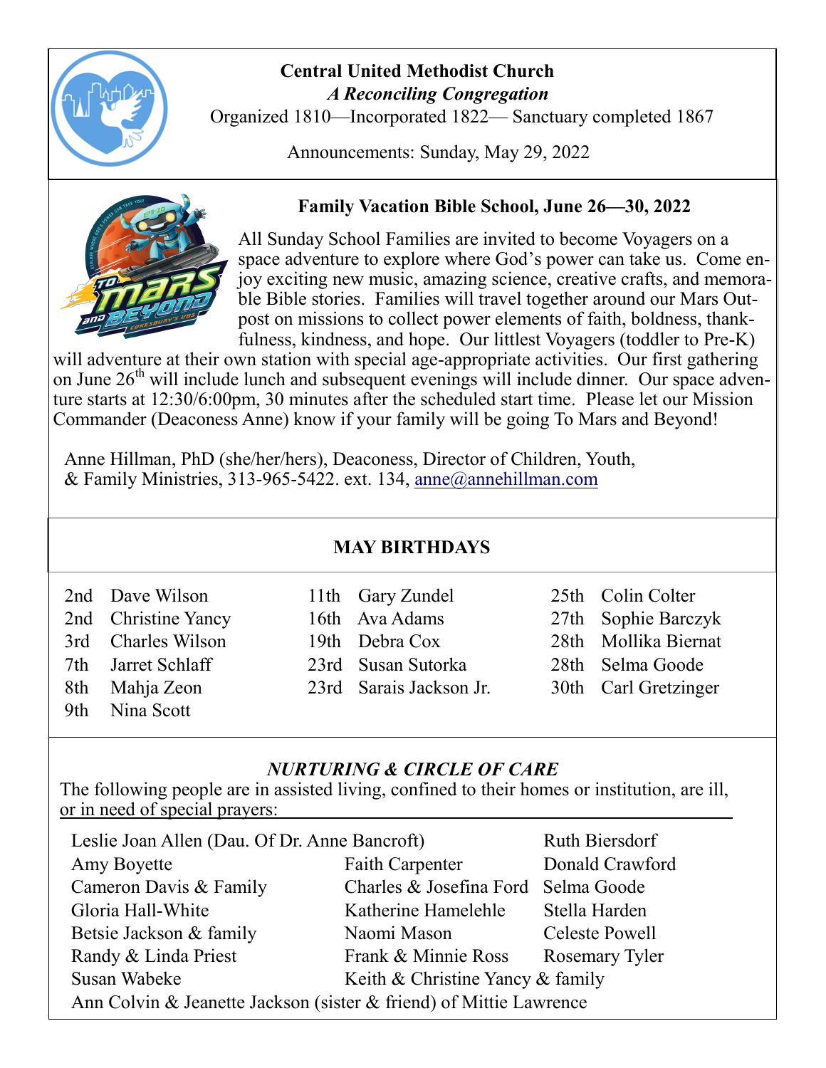# Central United Methodist Church

***A Reconciling Congregation***

Organized 1810—Incorporated 1822— Sanctuary completed 1867

Announcements: Sunday, May 29, 2022

## Family Vacation Bible School, June 26—30, 2022

All Sunday School Families are invited to become Voyagers on a space adventure to explore where God's power can take us. Come enjoy exciting new music, amazing science, creative crafts, and memorable Bible stories. Families will travel together around our Mars Outpost on missions to collect power elements of faith, boldness, thankfulness, kindness, and hope. Our littlest Voyagers (toddler to Pre-K) will adventure at their own station with special age-appropriate activities. Our first gathering on June 26th will include lunch and subsequent evenings will include dinner. Our space adventure starts at 12:30/6:00pm, 30 minutes after the scheduled start time. Please let our Mission Commander (Deaconess Anne) know if your family will be going To Mars and Beyond!

Anne Hillman, PhD (she/her/hers), Deaconess, Director of Children, Youth, & Family Ministries, 313-965-5422. ext. 134, anne@annehillman.com

## MAY BIRTHDAYS

| | | | | | |
|---|---|---|---|---|---|
| 2nd | Dave Wilson | 11th | Gary Zundel | 25th | Colin Colter |
| 2nd | Christine Yancy | 16th | Ava Adams | 27th | Sophie Barczyk |
| 3rd | Charles Wilson | 19th | Debra Cox | 28th | Mollika Biernat |
| 7th | Jarret Schlaff | 23rd | Susan Sutorka | 28th | Selma Goode |
| 8th | Mahja Zeon | 23rd | Sarais Jackson Jr. | 30th | Carl Gretzinger |
| 9th | Nina Scott | | | | |

## *NURTURING & CIRCLE OF CARE*

The following people are in assisted living, confined to their homes or institution, are ill, or in need of special prayers:

| | | |
|---|---|---|
| Leslie Joan Allen (Dau. Of Dr. Anne Bancroft) | | Ruth Biersdorf |
| Amy Boyette | Faith Carpenter | Donald Crawford |
| Cameron Davis & Family | Charles & Josefina Ford | Selma Goode |
| Gloria Hall-White | Katherine Hamelehle | Stella Harden |
| Betsie Jackson & family | Naomi Mason | Celeste Powell |
| Randy & Linda Priest | Frank & Minnie Ross | Rosemary Tyler |
| Susan Wabeke | Keith & Christine Yancy & family | |
| Ann Colvin & Jeanette Jackson (sister & friend) of Mittie Lawrence | | |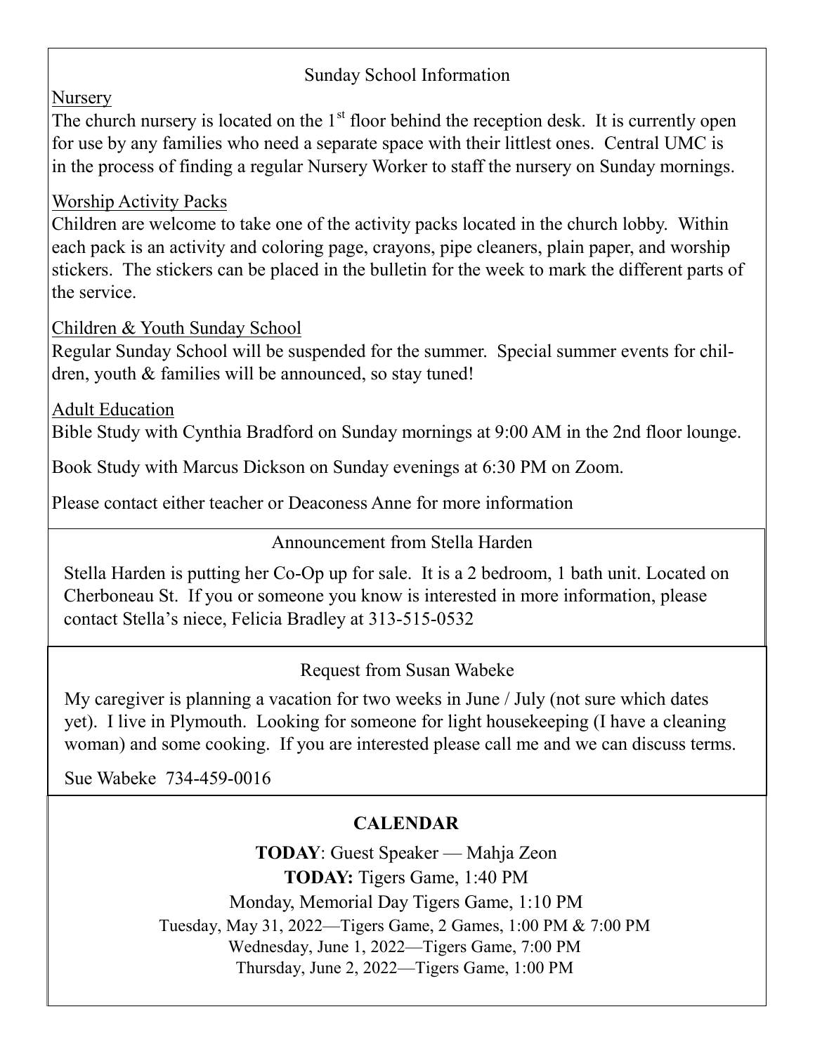## Sunday School Information

### Nursery

The church nursery is located on the 1st floor behind the reception desk. It is currently open for use by any families who need a separate space with their littlest ones. Central UMC is in the process of finding a regular Nursery Worker to staff the nursery on Sunday mornings.

### Worship Activity Packs

Children are welcome to take one of the activity packs located in the church lobby. Within each pack is an activity and coloring page, crayons, pipe cleaners, plain paper, and worship stickers. The stickers can be placed in the bulletin for the week to mark the different parts of the service.

### Children & Youth Sunday School

Regular Sunday School will be suspended for the summer. Special summer events for children, youth & families will be announced, so stay tuned!

### Adult Education

Bible Study with Cynthia Bradford on Sunday mornings at 9:00 AM in the 2nd floor lounge.

Book Study with Marcus Dickson on Sunday evenings at 6:30 PM on Zoom.

Please contact either teacher or Deaconess Anne for more information

## Announcement from Stella Harden

Stella Harden is putting her Co-Op up for sale. It is a 2 bedroom, 1 bath unit. Located on Cherboneau St. If you or someone you know is interested in more information, please contact Stella's niece, Felicia Bradley at 313-515-0532

## Request from Susan Wabeke

My caregiver is planning a vacation for two weeks in June / July (not sure which dates yet). I live in Plymouth. Looking for someone for light housekeeping (I have a cleaning woman) and some cooking. If you are interested please call me and we can discuss terms.

Sue Wabeke 734-459-0016

## CALENDAR

**TODAY**: Guest Speaker — Mahja Zeon

**TODAY:** Tigers Game, 1:40 PM

Monday, Memorial Day Tigers Game, 1:10 PM

Tuesday, May 31, 2022—Tigers Game, 2 Games, 1:00 PM & 7:00 PM

Wednesday, June 1, 2022—Tigers Game, 7:00 PM

Thursday, June 2, 2022—Tigers Game, 1:00 PM